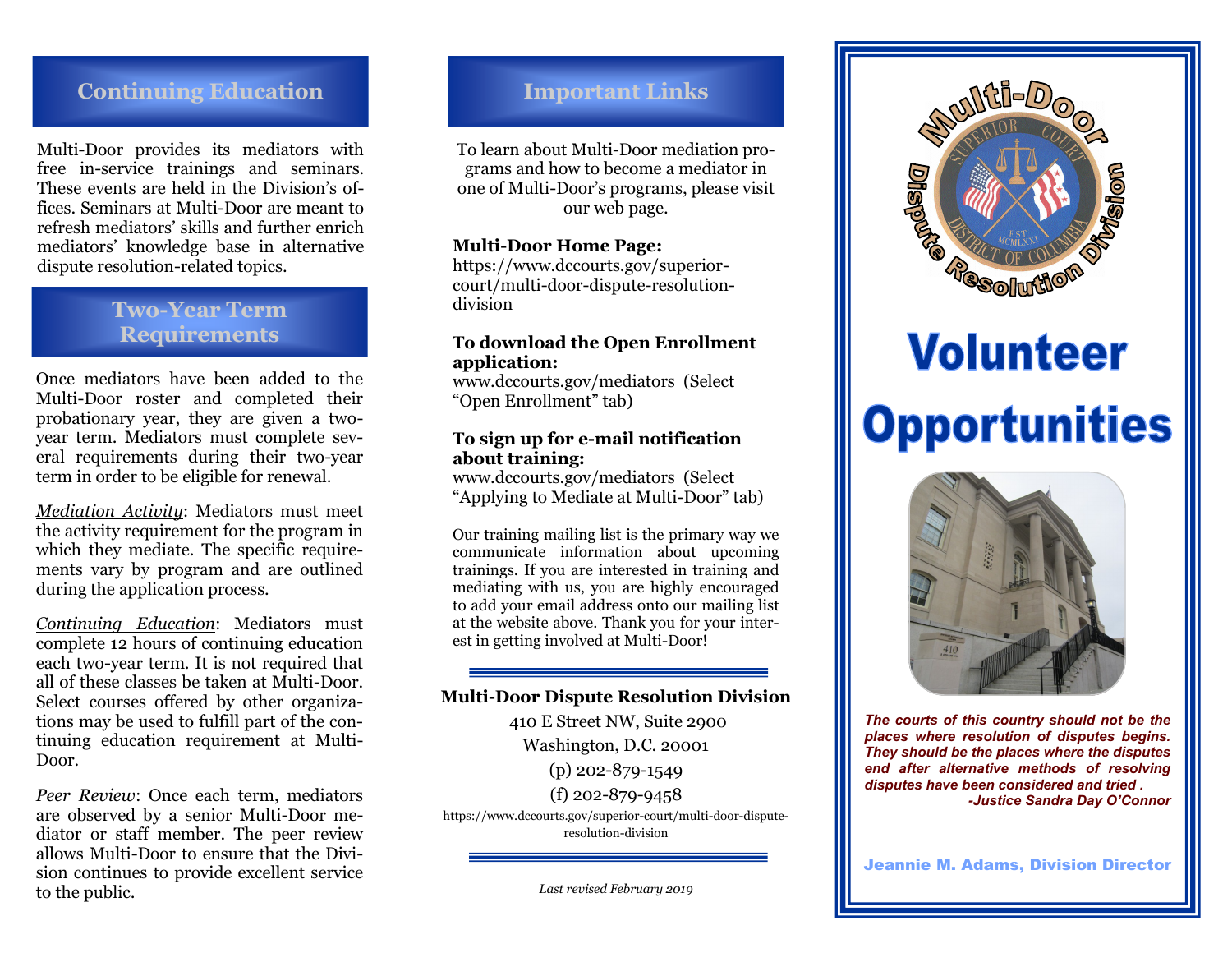## Continuing Education

Multi-Door provides its mediators with free in-service trainings and seminars. These events are held in the Division's offices. Seminars at Multi-Door are meant to refresh mediators' skills and further enrich mediators' knowledge base in alternative dispute resolution-related topics.

## Two-Year Term Requirements

Once mediators have been added to the Multi-Door roster and completed their probationary year, they are given a two-year term. Mediators must complete several requirements during their two-year term in order to be eligible for renewal.

*Mediation Activity*: Mediators must meet the activity requirement for the program in which they mediate. The specific requirements vary by program and are outlined during the application process.

*Continuing Education*: Mediators must complete 12 hours of continuing education each two-year term. It is not required that all of these classes be taken at Multi-Door. Select courses offered by other organizations may be used to fulfill part of the continuing education requirement at Multi-Door.

*Peer Review*: Once each term, mediators are observed by a senior Multi-Door mediator or staff member. The peer review allows Multi-Door to ensure that the Division continues to provide excellent service to the public.

## Important Links

To learn about Multi-Door mediation programs and how to become a mediator in one of Multi-Door's programs, please visit our web page.

**Multi-Door Home Page:**
https://www.dccourts.gov/superior-court/multi-door-dispute-resolution-division

**To download the Open Enrollment application:**
www.dccourts.gov/mediators (Select "Open Enrollment" tab)

**To sign up for e-mail notification about training:**
www.dccourts.gov/mediators (Select "Applying to Mediate at Multi-Door" tab)

Our training mailing list is the primary way we communicate information about upcoming trainings. If you are interested in training and mediating with us, you are highly encouraged to add your email address onto our mailing list at the website above. Thank you for your interest in getting involved at Multi-Door!

**Multi-Door Dispute Resolution Division**

410 E Street NW, Suite 2900

Washington, D.C. 20001

(p) 202-879-1549

(f) 202-879-9458

https://www.dccourts.gov/superior-court/multi-door-dispute-resolution-division

*Last revised February 2019*

Multi-Door Dispute Resolution Division

Superior Court District of Columbia, Est MCMLXXI

# Volunteer Opportunities

***The courts of this country should not be the places where resolution of disputes begins. They should be the places where the disputes end after alternative methods of resolving disputes have been considered and tried .***
***-Justice Sandra Day O'Connor***

**Jeannie M. Adams, Division Director**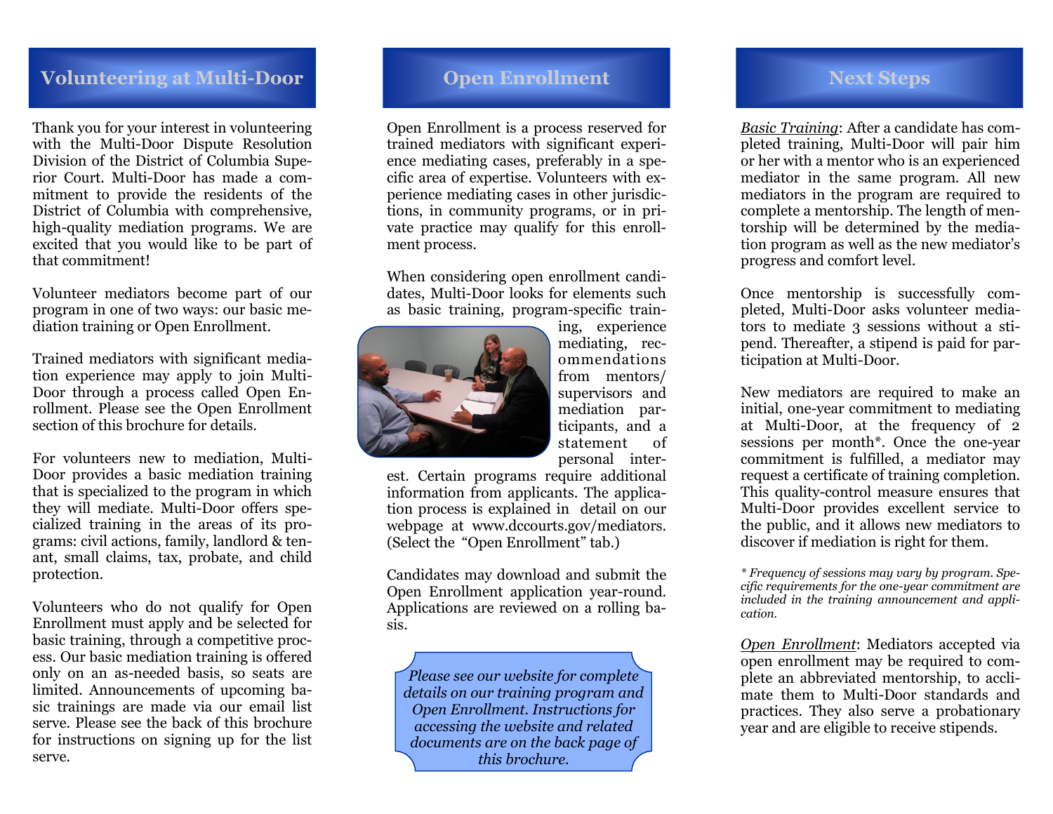## Volunteering at Multi-Door

Thank you for your interest in volunteering with the Multi-Door Dispute Resolution Division of the District of Columbia Superior Court. Multi-Door has made a commitment to provide the residents of the District of Columbia with comprehensive, high-quality mediation programs. We are excited that you would like to be part of that commitment!

Volunteer mediators become part of our program in one of two ways: our basic mediation training or Open Enrollment.

Trained mediators with significant mediation experience may apply to join Multi-Door through a process called Open Enrollment. Please see the Open Enrollment section of this brochure for details.

For volunteers new to mediation, Multi-Door provides a basic mediation training that is specialized to the program in which they will mediate. Multi-Door offers specialized training in the areas of its programs: civil actions, family, landlord & tenant, small claims, tax, probate, and child protection.

Volunteers who do not qualify for Open Enrollment must apply and be selected for basic training, through a competitive process. Our basic mediation training is offered only on an as-needed basis, so seats are limited. Announcements of upcoming basic trainings are made via our email list serve. Please see the back of this brochure for instructions on signing up for the list serve.

## Open Enrollment

Open Enrollment is a process reserved for trained mediators with significant experience mediating cases, preferably in a specific area of expertise. Volunteers with experience mediating cases in other jurisdictions, in community programs, or in private practice may qualify for this enrollment process.

When considering open enrollment candidates, Multi-Door looks for elements such as basic training, program-specific training, experience mediating, recommendations from mentors/ supervisors and mediation participants, and a statement of personal interest. Certain programs require additional information from applicants. The application process is explained in detail on our webpage at www.dccourts.gov/mediators. (Select the "Open Enrollment" tab.)

Candidates may download and submit the Open Enrollment application year-round. Applications are reviewed on a rolling basis.

*Please see our website for complete details on our training program and Open Enrollment. Instructions for accessing the website and related documents are on the back page of this brochure.*

## Next Steps

*Basic Training*: After a candidate has completed training, Multi-Door will pair him or her with a mentor who is an experienced mediator in the same program. All new mediators in the program are required to complete a mentorship. The length of mentorship will be determined by the mediation program as well as the new mediator's progress and comfort level.

Once mentorship is successfully completed, Multi-Door asks volunteer mediators to mediate 3 sessions without a stipend. Thereafter, a stipend is paid for participation at Multi-Door.

New mediators are required to make an initial, one-year commitment to mediating at Multi-Door, at the frequency of 2 sessions per month*. Once the one-year commitment is fulfilled, a mediator may request a certificate of training completion. This quality-control measure ensures that Multi-Door provides excellent service to the public, and it allows new mediators to discover if mediation is right for them.

*\* Frequency of sessions may vary by program. Specific requirements for the one-year commitment are included in the training announcement and application.*

*Open Enrollment*: Mediators accepted via open enrollment may be required to complete an abbreviated mentorship, to acclimate them to Multi-Door standards and practices. They also serve a probationary year and are eligible to receive stipends.